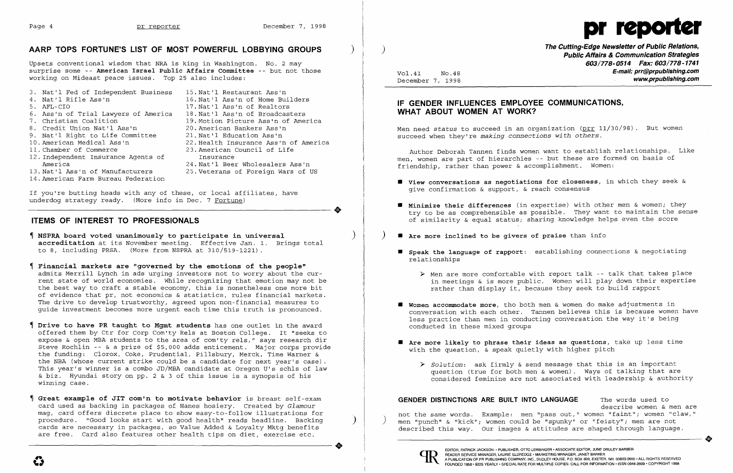## AARP TOPS FORTUNE'S LIST OF MOST POWERFUL LOBBYING GROUPS

Upsets conventional wisdom that NRA is king in Washington. No. 2 may surprise some -- **American Israel Public Affairs Committee** -- but not those working on Mideast peace issues. Top 25 also includes:

3. Nat'l Fed of Independent Business
4. Nat'l Rifle Ass'n
5. AFL-CIO
6. Ass'n of Trial Lawyers of America
7. Christian Coalition
8. Credit Union Nat'l Ass'n
9. Nat'l Right to Life Committee
10. American Medical Ass'n
11. Chamber of Commerce
12. Independent Insurance Agents of America
13. Nat'l Ass'n of Manufacturers
14. American Farm Bureau Federation
15. Nat'l Restaurant Ass'n
16. Nat'l Ass'n of Home Builders
17. Nat'l Ass'n of Realtors
18. Nat'l Ass'n of Broadcasters
19. Motion Picture Ass'n of America
20. American Bankers Ass'n
21. Nat'l Education Ass'n
22. Health Insurance Ass'n of America
23. American Council of Life Insurance
24. Nat'l Beer Wholesalers Ass'n
25. Veterans of Foreign Wars of US

If you're butting heads with any of these, or local affiliates, have underdog strategy ready. (More info in Dec. 7 Fortune)

## ITEMS OF INTEREST TO PROFESSIONALS

¶ **NSPRA board voted unanimously to participate in universal accreditation** at its November meeting. Effective Jan. 1. Brings total to 8, including PRSA. (More from NSPRA at 310/519-1221).

¶ **Financial markets are "governed by the emotions of the people"** admits Merrill Lynch in ads urging investors not to worry about the current state of world economies. While recognizing that emotion may not be the best way to craft a stable economy, this is nonetheless one more bit of evidence that pr, not economics & statistics, rules financial markets. The drive to develop trustworthy, agreed upon non-financial measures to guide investment becomes more urgent each time this truth is pronounced.

¶ **Drive to have PR taught to Mgmt students** has one outlet in the award offered them by Ctr for Corp Com'ty Rels at Boston College. It "seeks to expose & open MBA students to the area of com'ty rels," says research dir Steve Rochlin -- & a prize of $5,000 adds enticement. Major corps provide the funding: Clorox, Coke, Prudential, Pillsbury, Merck, Time Warner & the NBA (whose current strike could be a candidate for next year's case). This year's winner is a combo JD/MBA candidate at Oregon U's schls of law & biz. Hyundai story on pp. 2 & 3 of this issue is a synopsis of his winning case.

¶ **Great example of JIT com'n to motivate behavior** is breast self-exam card used as backing in packages of Hanes hosiery. Created by *Glamour* mag, card offers discrete place to show easy-to-follow illustrations for procedure. "Good looks start with good health" reads headline. Backing cards are necessary in packages, so Value Added & Loyalty Mktg benefits are free. Card also features other health tips on diet, exercise etc.

# pr reporter

**The Cutting-Edge Newsletter of Public Relations, Public Affairs & Communication Strategies**
**603/778-0514 Fax: 603/778-1741**
**E-mail: prr@prpublishing.com**
**www.prpublishing.com**

Vol.41 No.48
December 7, 1998

## IF GENDER INFLUENCES EMPLOYEE COMMUNICATIONS, WHAT ABOUT WOMEN AT WORK?

Men need *status* to succeed in an organization (prr 11/30/98). But women succeed when they're *making connections with others*.

Author Deborah Tannen finds women want to establish relationships. Like men, women are part of hierarchies -- but these are formed on basis of friendship, rather than power & accomplishment. Women:

- **View conversations as negotiations for closeness**, in which they seek & give confirmation & support, & reach consensus
- **Minimize their differences** (in expertise) with other men & women; they try to be as comprehensible as possible. They want to maintain the sense of similarity & equal status; sharing knowledge helps even the score
- **Are more inclined to be givers of praise** than info
- **Speak the language of rapport**: establishing connections & negotiating relationships
    - Men are more comfortable with report talk -- talk that takes place in meetings & is more public. Women will play down their expertise rather than display it, because they seek to build rapport
- **Women accommodate more**, tho both men & women do make adjustments in conversation with each other. Tannen believes this is because women have less practice than men in conducting conversation the way it's being conducted in these mixed groups
- **Are more likely to phrase their ideas as questions**, take up less time with the question, & speak quietly with higher pitch
    - *Solution*: ask firmly & send message that this is an important question (true for both men & women). Ways of talking that are considered feminine are not associated with leadership & authority

**GENDER DISTINCTIONS ARE BUILT INTO LANGUAGE** The words used to describe women & men are not the same words. Example: men "pass out," women "faint"; women "claw," men "punch" & "kick"; women could be "spunky" or "feisty"; men are not described this way. Our images & attitudes are shaped through language.

EDITOR, PATRICK JACKSON • PUBLISHER, OTTO LERBINGER • ASSOCIATE EDITOR, JUNE DRULEY BARBER
READER SERVICE MANAGER, LAURIE ELDREDGE • MARKETING MANAGER, JANET BARKER
A PUBLICATION OF PR PUBLISHING COMPANY, INC., DUDLEY HOUSE, P.O. BOX 600, EXETER, NH 03833-0600 • ALL RIGHTS RESERVED
FOUNDED 1958 • $225 YEARLY • SPECIAL RATE FOR MULTIPLE COPIES: CALL FOR INFORMATION • ISSN 0048-2609 • COPYRIGHT 1998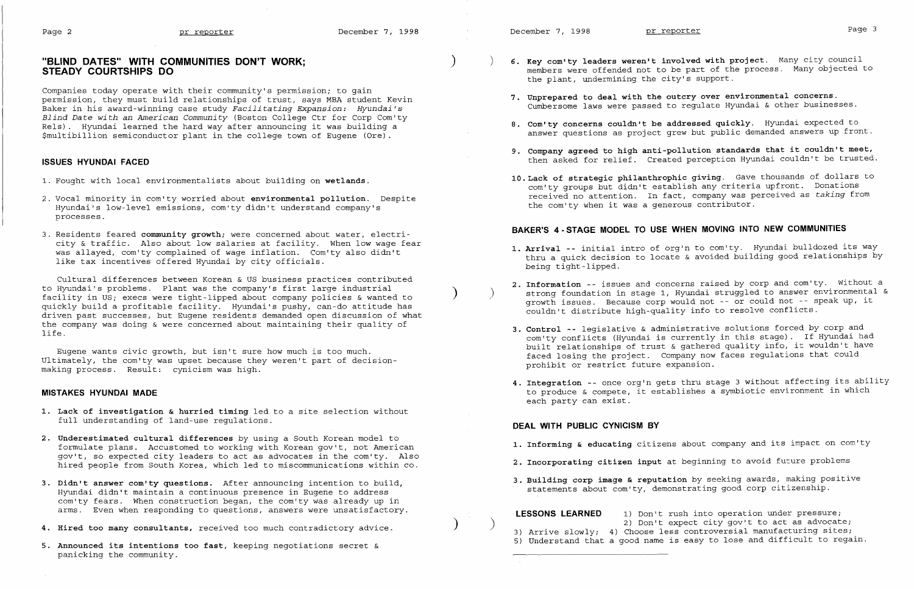## "BLIND DATES" WITH COMMUNITIES DON'T WORK; STEADY COURTSHIPS DO

Companies today operate with their community's permission; to gain permission, they must build relationships of trust, says MBA student Kevin Baker in his award-winning case study *Facilitating Expansion: Hyundai's Blind Date with an American Community* (Boston College Ctr for Corp Com'ty Rels). Hyundai learned the hard way after announcing it was building a $multibillion semiconductor plant in the college town of Eugene (Ore).

### ISSUES HYUNDAI FACED

1. Fought with local environmentalists about building on **wetlands**.

2. Vocal minority in com'ty worried about **environmental pollution**. Despite Hyundai's low-level emissions, com'ty didn't understand company's processes.

3. Residents feared **community growth**; were concerned about water, electricity & traffic. Also about low salaries at facility. When low wage fear was allayed, com'ty complained of wage inflation. Com'ty also didn't like tax incentives offered Hyundai by city officials.

Cultural differences between Korean & US business practices contributed to Hyundai's problems. Plant was the company's first large industrial facility in US; execs were tight-lipped about company policies & wanted to quickly build a profitable facility. Hyundai's pushy, can-do attitude has driven past successes, but Eugene residents demanded open discussion of what the company was doing & were concerned about maintaining their quality of life.

Eugene wants civic growth, but isn't sure how much is too much. Ultimately, the com'ty was upset because they weren't part of decision-making process. Result: cynicism was high.

### MISTAKES HYUNDAI MADE

1. **Lack of investigation & hurried timing** led to a site selection without full understanding of land-use regulations.

2. **Underestimated cultural differences** by using a South Korean model to formulate plans. Accustomed to working with Korean gov't, not American gov't, so expected city leaders to act as advocates in the com'ty. Also hired people from South Korea, which led to miscommunications within co.

3. **Didn't answer com'ty questions.** After announcing intention to build, Hyundai didn't maintain a continuous presence in Eugene to address com'ty fears. When construction began, the com'ty was already up in arms. Even when responding to questions, answers were unsatisfactory.

4. **Hired too many consultants,** received too much contradictory advice.

5. **Announced its intentions too fast**, keeping negotiations secret & panicking the community.

6. **Key com'ty leaders weren't involved with project**. Many city council members were offended not to be part of the process. Many objected to the plant, undermining the city's support.

7. **Unprepared to deal with the outcry over environmental concerns.** Cumbersome laws were passed to regulate Hyundai & other businesses.

8. **Com'ty concerns couldn't be addressed quickly.** Hyundai expected to answer questions as project grew but public demanded answers up front.

9. **Company agreed to high anti-pollution standards that it couldn't meet,** then asked for relief. Created perception Hyundai couldn't be trusted.

10. **Lack of strategic philanthropic giving**. Gave thousands of dollars to com'ty groups but didn't establish any criteria upfront. Donations received no attention. In fact, company was perceived as *taking* from the com'ty when it was a generous contributor.

### BAKER'S 4-STAGE MODEL TO USE WHEN MOVING INTO NEW COMMUNITIES

1. **Arrival** -- initial intro of org'n to com'ty. Hyundai bulldozed its way thru a quick decision to locate & avoided building good relationships by being tight-lipped.

2. **Information** -- issues and concerns raised by corp and com'ty. Without a strong foundation in stage 1, Hyundai struggled to answer environmental & growth issues. Because corp would not -- or could not -- speak up, it couldn't distribute high-quality info to resolve conflicts.

3. **Control** -- legislative & administrative solutions forced by corp and com'ty conflicts (Hyundai is currently in this stage). If Hyundai had built relationships of trust & gathered quality info, it wouldn't have faced losing the project. Company now faces regulations that could prohibit or restrict future expansion.

4. **Integration** -- once org'n gets thru stage 3 without affecting its ability to produce & compete, it establishes a symbiotic environment in which each party can exist.

### DEAL WITH PUBLIC CYNICISM BY

1. **Informing & educating** citizens about company and its impact on com'ty

2. **Incorporating citizen input** at beginning to avoid future problems

3. **Building corp image & reputation** by seeking awards, making positive statements about com'ty, demonstrating good corp citizenship.

**LESSONS LEARNED** 1) Don't rush into operation under pressure; 2) Don't expect city gov't to act as advocate; 3) Arrive slowly; 4) Choose less controversial manufacturing sites; 5) Understand that a good name is easy to lose and difficult to regain.